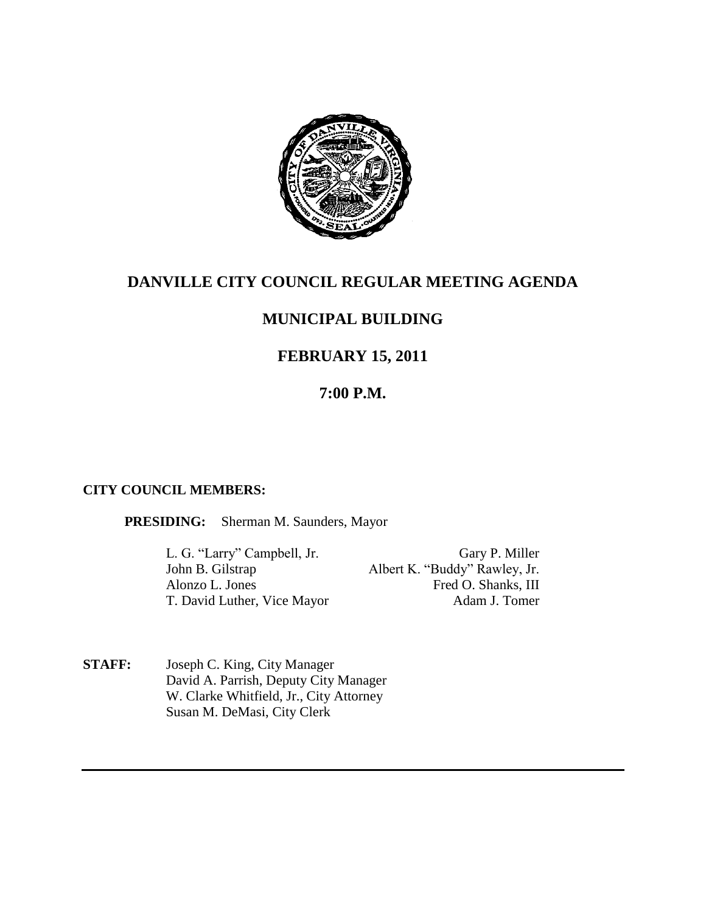# DANVILLE CITY COUNCIL REGULAR MEETING AGENDA

## MUNICIPAL BUILDING

## FEBRUARY 15, 2011

## 7:00 P.M.

**CITY COUNCIL MEMBERS:**

**PRESIDING:** Sherman M. Saunders, Mayor

L. G. "Larry" Campbell, Jr.
John B. Gilstrap
Alonzo L. Jones
T. David Luther, Vice Mayor
Gary P. Miller
Albert K. "Buddy" Rawley, Jr.
Fred O. Shanks, III
Adam J. Tomer

**STAFF:**
Joseph C. King, City Manager
David A. Parrish, Deputy City Manager
W. Clarke Whitfield, Jr., City Attorney
Susan M. DeMasi, City Clerk

---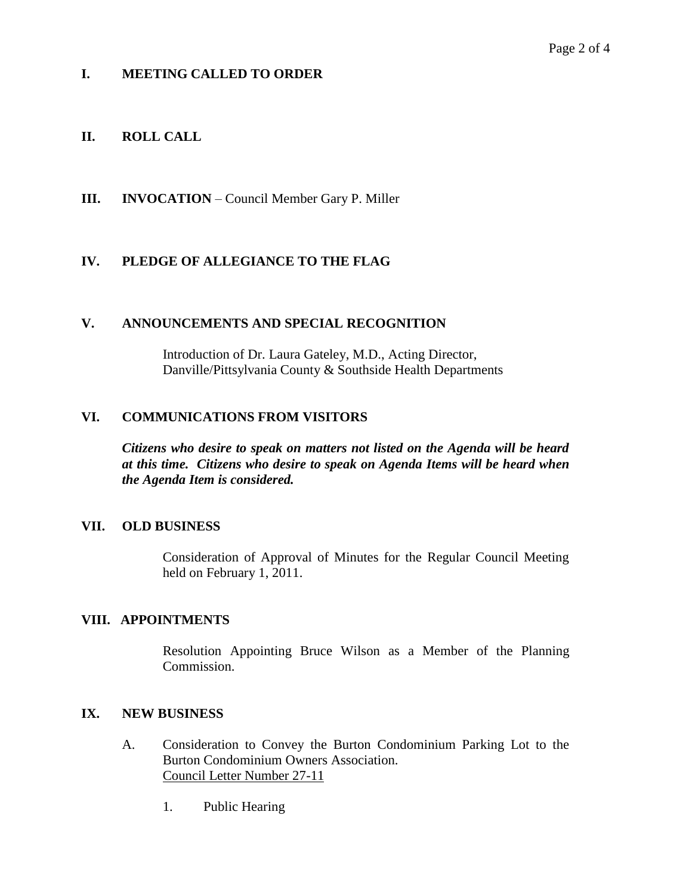## I. MEETING CALLED TO ORDER

## II. ROLL CALL

## III. INVOCATION – Council Member Gary P. Miller

## IV. PLEDGE OF ALLEGIANCE TO THE FLAG

## V. ANNOUNCEMENTS AND SPECIAL RECOGNITION

Introduction of Dr. Laura Gateley, M.D., Acting Director, Danville/Pittsylvania County & Southside Health Departments

## VI. COMMUNICATIONS FROM VISITORS

***Citizens who desire to speak on matters not listed on the Agenda will be heard at this time. Citizens who desire to speak on Agenda Items will be heard when the Agenda Item is considered.***

## VII. OLD BUSINESS

Consideration of Approval of Minutes for the Regular Council Meeting held on February 1, 2011.

## VIII. APPOINTMENTS

Resolution Appointing Bruce Wilson as a Member of the Planning Commission.

## IX. NEW BUSINESS

A. Consideration to Convey the Burton Condominium Parking Lot to the Burton Condominium Owners Association.
<u>Council Letter Number 27-11</u>

   1. Public Hearing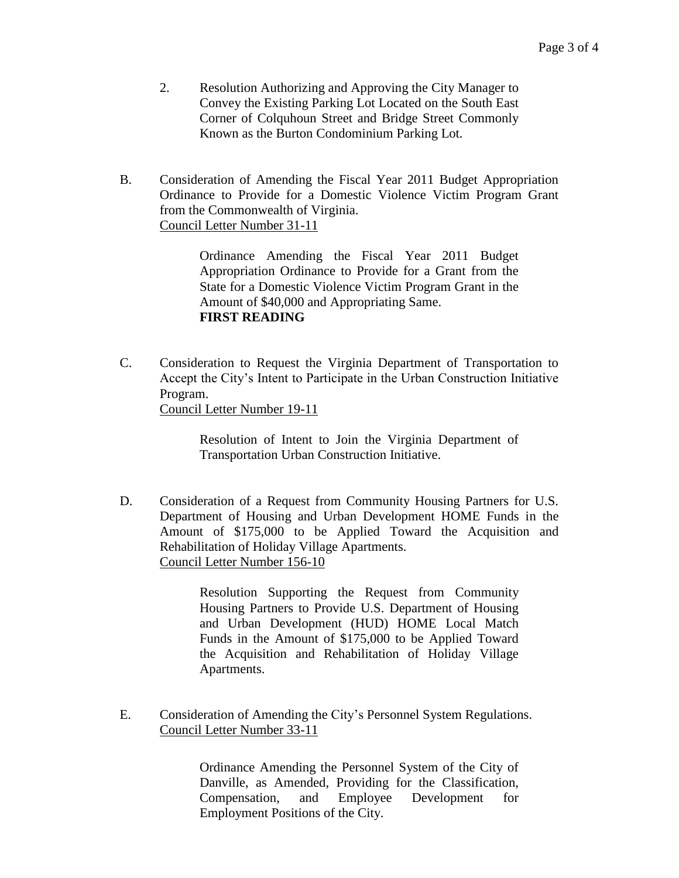2. Resolution Authorizing and Approving the City Manager to Convey the Existing Parking Lot Located on the South East Corner of Colquhoun Street and Bridge Street Commonly Known as the Burton Condominium Parking Lot.

B. Consideration of Amending the Fiscal Year 2011 Budget Appropriation Ordinance to Provide for a Domestic Violence Victim Program Grant from the Commonwealth of Virginia.
<u>Council Letter Number 31-11</u>

> Ordinance Amending the Fiscal Year 2011 Budget Appropriation Ordinance to Provide for a Grant from the State for a Domestic Violence Victim Program Grant in the Amount of $40,000 and Appropriating Same.
> **FIRST READING**

C. Consideration to Request the Virginia Department of Transportation to Accept the City's Intent to Participate in the Urban Construction Initiative Program.
<u>Council Letter Number 19-11</u>

> Resolution of Intent to Join the Virginia Department of Transportation Urban Construction Initiative.

D. Consideration of a Request from Community Housing Partners for U.S. Department of Housing and Urban Development HOME Funds in the Amount of $175,000 to be Applied Toward the Acquisition and Rehabilitation of Holiday Village Apartments.
<u>Council Letter Number 156-10</u>

> Resolution Supporting the Request from Community Housing Partners to Provide U.S. Department of Housing and Urban Development (HUD) HOME Local Match Funds in the Amount of $175,000 to be Applied Toward the Acquisition and Rehabilitation of Holiday Village Apartments.

E. Consideration of Amending the City's Personnel System Regulations.
<u>Council Letter Number 33-11</u>

> Ordinance Amending the Personnel System of the City of Danville, as Amended, Providing for the Classification, Compensation, and Employee Development for Employment Positions of the City.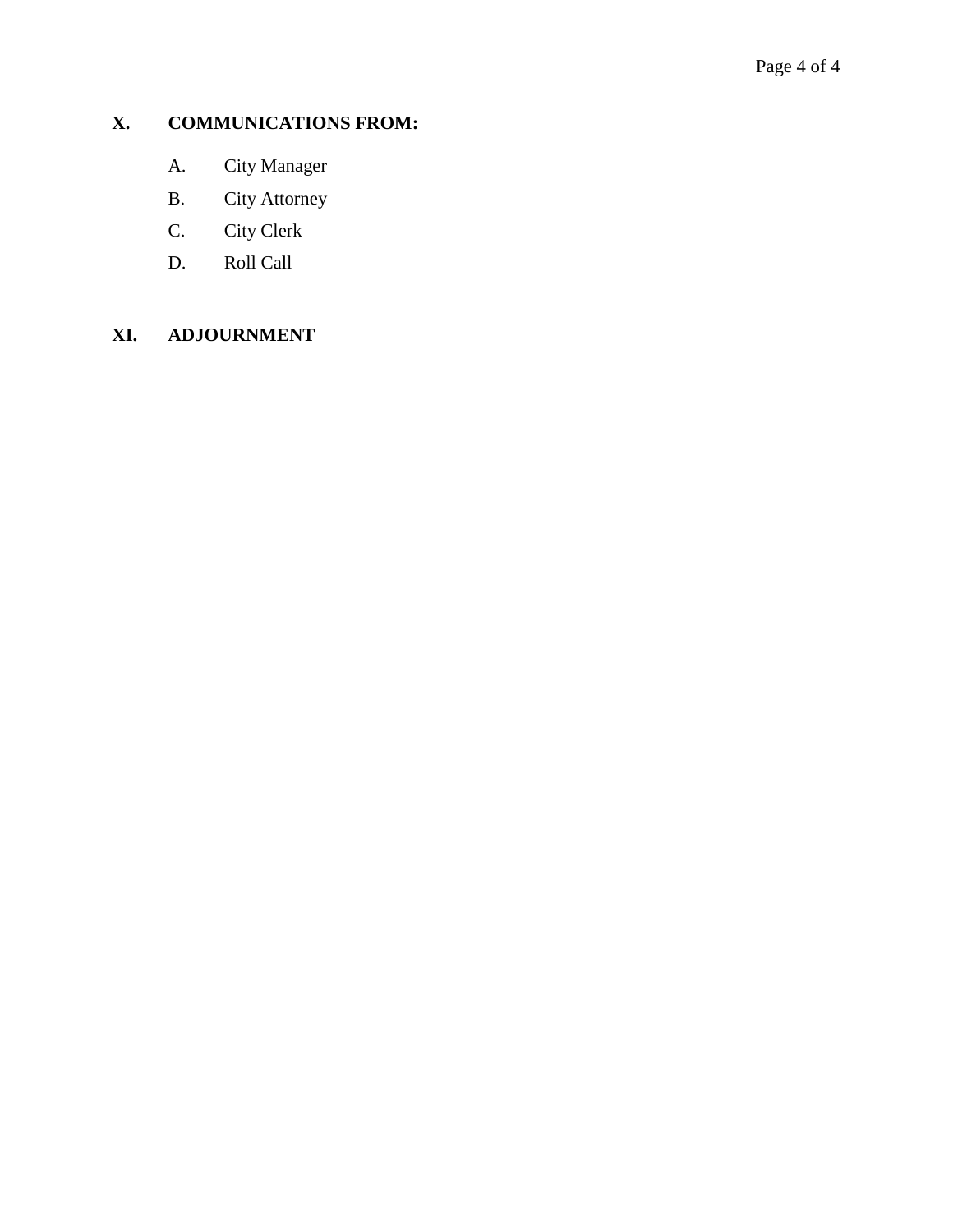## X. COMMUNICATIONS FROM:

A. City Manager

B. City Attorney

C. City Clerk

D. Roll Call

## XI. ADJOURNMENT